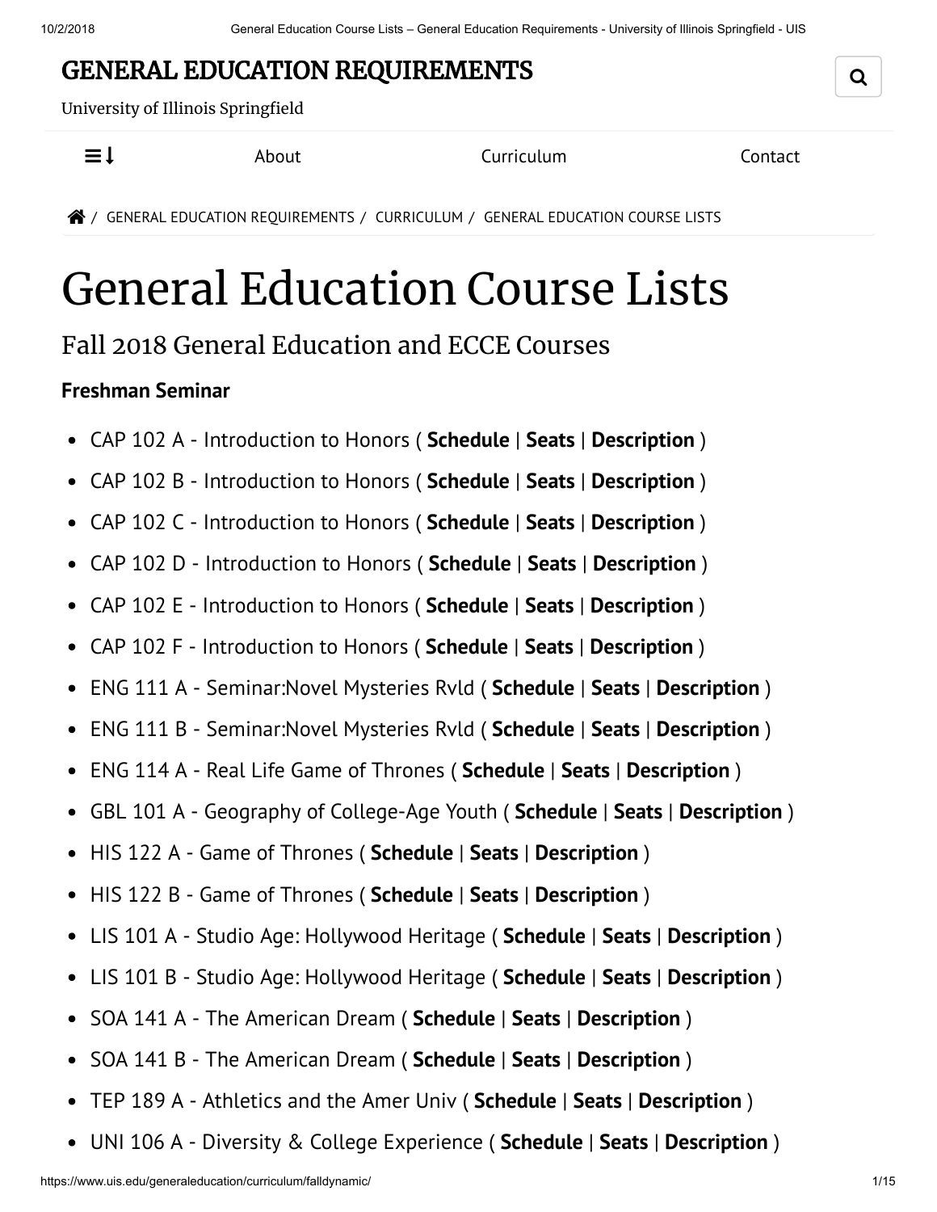# GENERAL EDUCATION REQUIREMENTS

University of Illinois Springfield

About | Curriculum | Contact

/ GENERAL EDUCATION REQUIREMENTS / CURRICULUM / GENERAL EDUCATION COURSE LISTS

# General Education Course Lists

## Fall 2018 General Education and ECCE Courses

**Freshman Seminar**

- CAP 102 A - Introduction to Honors ( **Schedule** | **Seats** | **Description** )
- CAP 102 B - Introduction to Honors ( **Schedule** | **Seats** | **Description** )
- CAP 102 C - Introduction to Honors ( **Schedule** | **Seats** | **Description** )
- CAP 102 D - Introduction to Honors ( **Schedule** | **Seats** | **Description** )
- CAP 102 E - Introduction to Honors ( **Schedule** | **Seats** | **Description** )
- CAP 102 F - Introduction to Honors ( **Schedule** | **Seats** | **Description** )
- ENG 111 A - Seminar:Novel Mysteries Rvld ( **Schedule** | **Seats** | **Description** )
- ENG 111 B - Seminar:Novel Mysteries Rvld ( **Schedule** | **Seats** | **Description** )
- ENG 114 A - Real Life Game of Thrones ( **Schedule** | **Seats** | **Description** )
- GBL 101 A - Geography of College-Age Youth ( **Schedule** | **Seats** | **Description** )
- HIS 122 A - Game of Thrones ( **Schedule** | **Seats** | **Description** )
- HIS 122 B - Game of Thrones ( **Schedule** | **Seats** | **Description** )
- LIS 101 A - Studio Age: Hollywood Heritage ( **Schedule** | **Seats** | **Description** )
- LIS 101 B - Studio Age: Hollywood Heritage ( **Schedule** | **Seats** | **Description** )
- SOA 141 A - The American Dream ( **Schedule** | **Seats** | **Description** )
- SOA 141 B - The American Dream ( **Schedule** | **Seats** | **Description** )
- TEP 189 A - Athletics and the Amer Univ ( **Schedule** | **Seats** | **Description** )
- UNI 106 A - Diversity & College Experience ( **Schedule** | **Seats** | **Description** )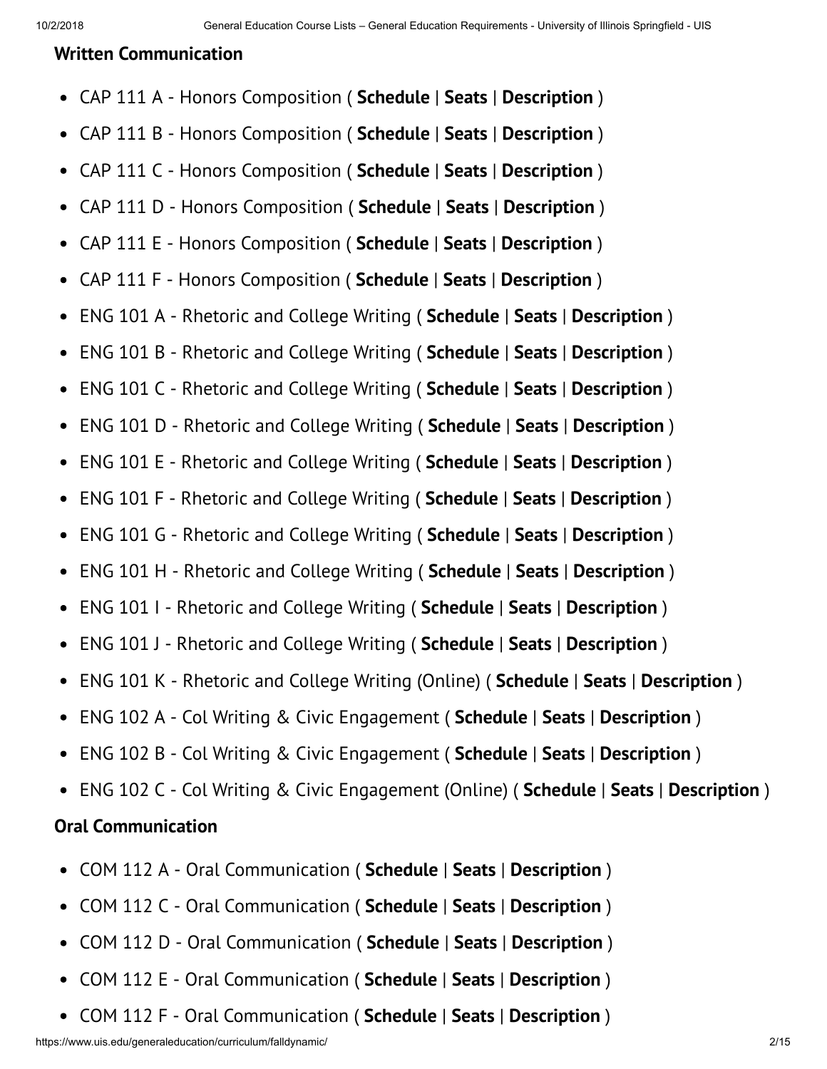#### Written Communication

- CAP 111 A - Honors Composition ( **Schedule** | **Seats** | **Description** )
- CAP 111 B - Honors Composition ( **Schedule** | **Seats** | **Description** )
- CAP 111 C - Honors Composition ( **Schedule** | **Seats** | **Description** )
- CAP 111 D - Honors Composition ( **Schedule** | **Seats** | **Description** )
- CAP 111 E - Honors Composition ( **Schedule** | **Seats** | **Description** )
- CAP 111 F - Honors Composition ( **Schedule** | **Seats** | **Description** )
- ENG 101 A - Rhetoric and College Writing ( **Schedule** | **Seats** | **Description** )
- ENG 101 B - Rhetoric and College Writing ( **Schedule** | **Seats** | **Description** )
- ENG 101 C - Rhetoric and College Writing ( **Schedule** | **Seats** | **Description** )
- ENG 101 D - Rhetoric and College Writing ( **Schedule** | **Seats** | **Description** )
- ENG 101 E - Rhetoric and College Writing ( **Schedule** | **Seats** | **Description** )
- ENG 101 F - Rhetoric and College Writing ( **Schedule** | **Seats** | **Description** )
- ENG 101 G - Rhetoric and College Writing ( **Schedule** | **Seats** | **Description** )
- ENG 101 H - Rhetoric and College Writing ( **Schedule** | **Seats** | **Description** )
- ENG 101 I - Rhetoric and College Writing ( **Schedule** | **Seats** | **Description** )
- ENG 101 J - Rhetoric and College Writing ( **Schedule** | **Seats** | **Description** )
- ENG 101 K - Rhetoric and College Writing (Online) ( **Schedule** | **Seats** | **Description** )
- ENG 102 A - Col Writing & Civic Engagement ( **Schedule** | **Seats** | **Description** )
- ENG 102 B - Col Writing & Civic Engagement ( **Schedule** | **Seats** | **Description** )
- ENG 102 C - Col Writing & Civic Engagement (Online) ( **Schedule** | **Seats** | **Description** )

#### Oral Communication

- COM 112 A - Oral Communication ( **Schedule** | **Seats** | **Description** )
- COM 112 C - Oral Communication ( **Schedule** | **Seats** | **Description** )
- COM 112 D - Oral Communication ( **Schedule** | **Seats** | **Description** )
- COM 112 E - Oral Communication ( **Schedule** | **Seats** | **Description** )
- COM 112 F - Oral Communication ( **Schedule** | **Seats** | **Description** )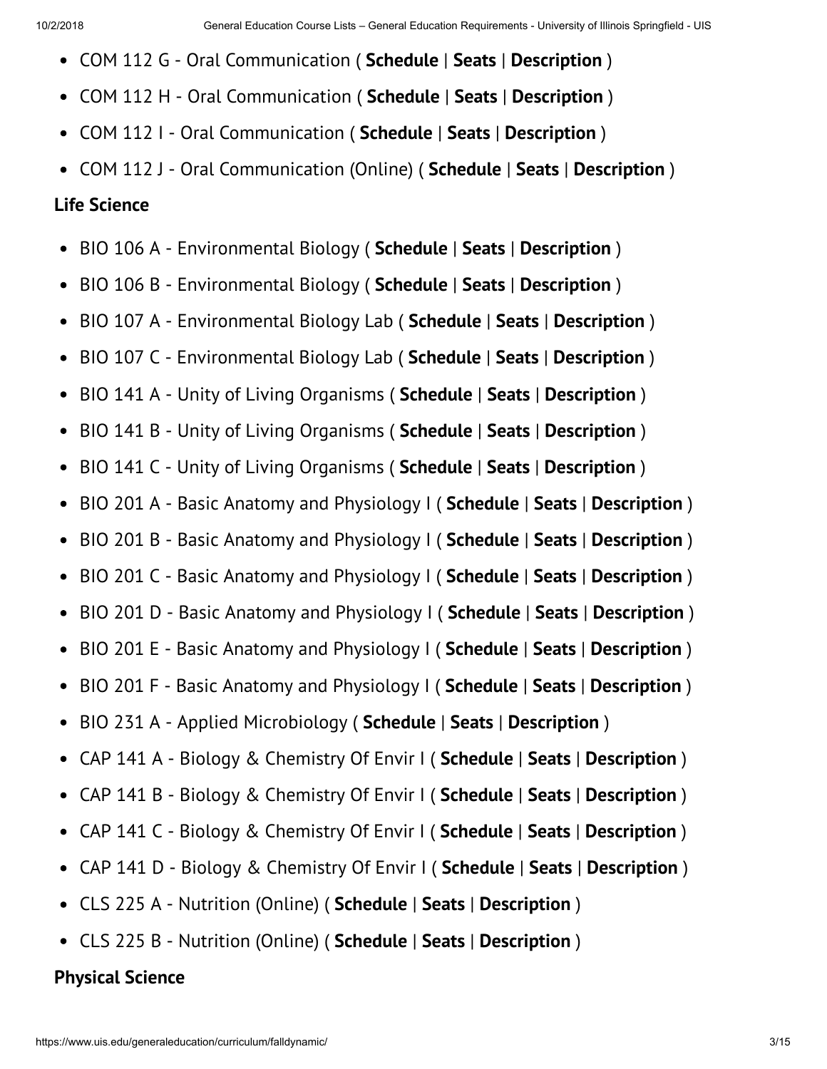- COM 112 G - Oral Communication ( **Schedule** | **Seats** | **Description** )
- COM 112 H - Oral Communication ( **Schedule** | **Seats** | **Description** )
- COM 112 I - Oral Communication ( **Schedule** | **Seats** | **Description** )
- COM 112 J - Oral Communication (Online) ( **Schedule** | **Seats** | **Description** )

**Life Science**

- BIO 106 A - Environmental Biology ( **Schedule** | **Seats** | **Description** )
- BIO 106 B - Environmental Biology ( **Schedule** | **Seats** | **Description** )
- BIO 107 A - Environmental Biology Lab ( **Schedule** | **Seats** | **Description** )
- BIO 107 C - Environmental Biology Lab ( **Schedule** | **Seats** | **Description** )
- BIO 141 A - Unity of Living Organisms ( **Schedule** | **Seats** | **Description** )
- BIO 141 B - Unity of Living Organisms ( **Schedule** | **Seats** | **Description** )
- BIO 141 C - Unity of Living Organisms ( **Schedule** | **Seats** | **Description** )
- BIO 201 A - Basic Anatomy and Physiology I ( **Schedule** | **Seats** | **Description** )
- BIO 201 B - Basic Anatomy and Physiology I ( **Schedule** | **Seats** | **Description** )
- BIO 201 C - Basic Anatomy and Physiology I ( **Schedule** | **Seats** | **Description** )
- BIO 201 D - Basic Anatomy and Physiology I ( **Schedule** | **Seats** | **Description** )
- BIO 201 E - Basic Anatomy and Physiology I ( **Schedule** | **Seats** | **Description** )
- BIO 201 F - Basic Anatomy and Physiology I ( **Schedule** | **Seats** | **Description** )
- BIO 231 A - Applied Microbiology ( **Schedule** | **Seats** | **Description** )
- CAP 141 A - Biology & Chemistry Of Envir I ( **Schedule** | **Seats** | **Description** )
- CAP 141 B - Biology & Chemistry Of Envir I ( **Schedule** | **Seats** | **Description** )
- CAP 141 C - Biology & Chemistry Of Envir I ( **Schedule** | **Seats** | **Description** )
- CAP 141 D - Biology & Chemistry Of Envir I ( **Schedule** | **Seats** | **Description** )
- CLS 225 A - Nutrition (Online) ( **Schedule** | **Seats** | **Description** )
- CLS 225 B - Nutrition (Online) ( **Schedule** | **Seats** | **Description** )

**Physical Science**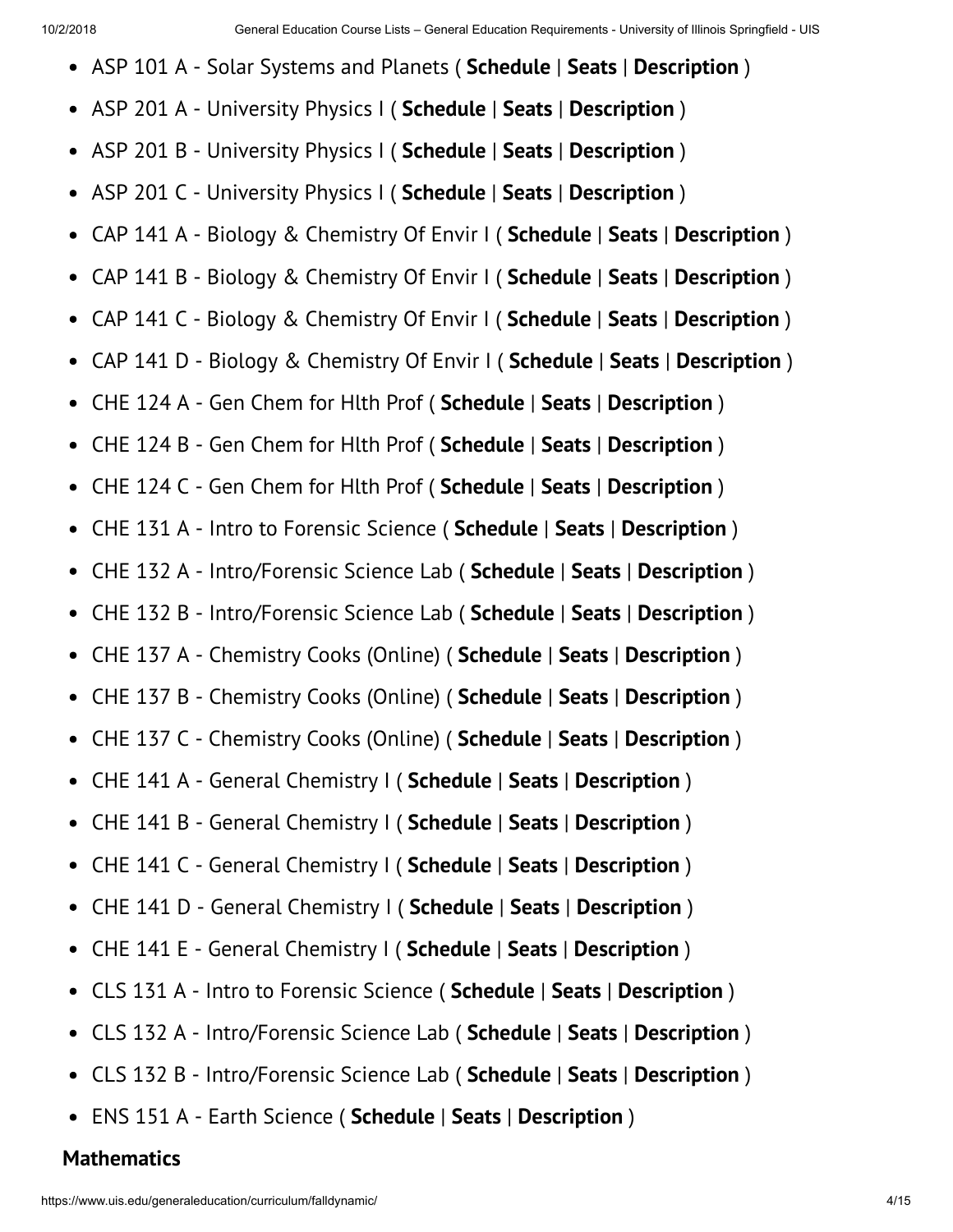- ASP 101 A - Solar Systems and Planets ( **Schedule** | **Seats** | **Description** )
- ASP 201 A - University Physics I ( **Schedule** | **Seats** | **Description** )
- ASP 201 B - University Physics I ( **Schedule** | **Seats** | **Description** )
- ASP 201 C - University Physics I ( **Schedule** | **Seats** | **Description** )
- CAP 141 A - Biology & Chemistry Of Envir I ( **Schedule** | **Seats** | **Description** )
- CAP 141 B - Biology & Chemistry Of Envir I ( **Schedule** | **Seats** | **Description** )
- CAP 141 C - Biology & Chemistry Of Envir I ( **Schedule** | **Seats** | **Description** )
- CAP 141 D - Biology & Chemistry Of Envir I ( **Schedule** | **Seats** | **Description** )
- CHE 124 A - Gen Chem for Hlth Prof ( **Schedule** | **Seats** | **Description** )
- CHE 124 B - Gen Chem for Hlth Prof ( **Schedule** | **Seats** | **Description** )
- CHE 124 C - Gen Chem for Hlth Prof ( **Schedule** | **Seats** | **Description** )
- CHE 131 A - Intro to Forensic Science ( **Schedule** | **Seats** | **Description** )
- CHE 132 A - Intro/Forensic Science Lab ( **Schedule** | **Seats** | **Description** )
- CHE 132 B - Intro/Forensic Science Lab ( **Schedule** | **Seats** | **Description** )
- CHE 137 A - Chemistry Cooks (Online) ( **Schedule** | **Seats** | **Description** )
- CHE 137 B - Chemistry Cooks (Online) ( **Schedule** | **Seats** | **Description** )
- CHE 137 C - Chemistry Cooks (Online) ( **Schedule** | **Seats** | **Description** )
- CHE 141 A - General Chemistry I ( **Schedule** | **Seats** | **Description** )
- CHE 141 B - General Chemistry I ( **Schedule** | **Seats** | **Description** )
- CHE 141 C - General Chemistry I ( **Schedule** | **Seats** | **Description** )
- CHE 141 D - General Chemistry I ( **Schedule** | **Seats** | **Description** )
- CHE 141 E - General Chemistry I ( **Schedule** | **Seats** | **Description** )
- CLS 131 A - Intro to Forensic Science ( **Schedule** | **Seats** | **Description** )
- CLS 132 A - Intro/Forensic Science Lab ( **Schedule** | **Seats** | **Description** )
- CLS 132 B - Intro/Forensic Science Lab ( **Schedule** | **Seats** | **Description** )
- ENS 151 A - Earth Science ( **Schedule** | **Seats** | **Description** )

**Mathematics**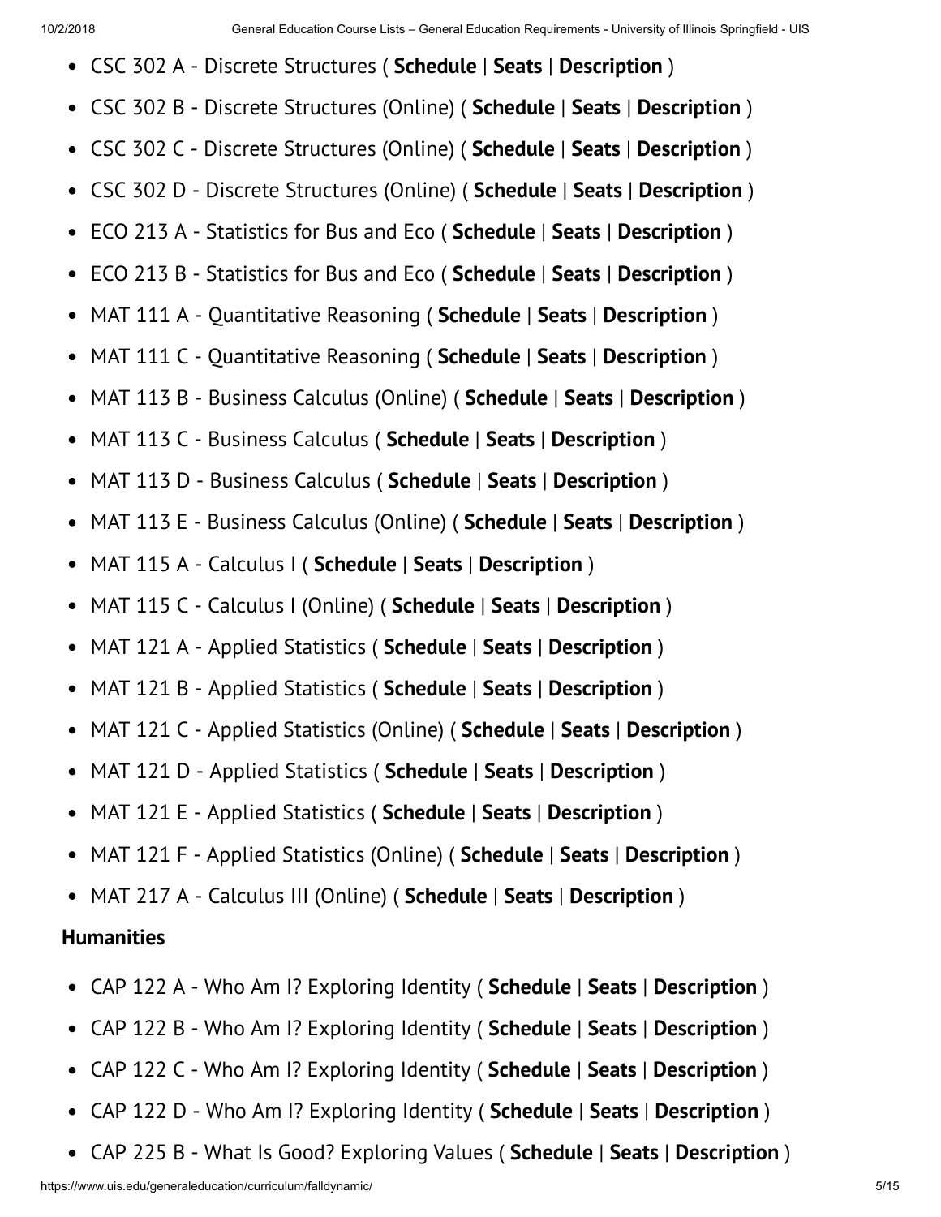- CSC 302 A - Discrete Structures ( **Schedule** | **Seats** | **Description** )
- CSC 302 B - Discrete Structures (Online) ( **Schedule** | **Seats** | **Description** )
- CSC 302 C - Discrete Structures (Online) ( **Schedule** | **Seats** | **Description** )
- CSC 302 D - Discrete Structures (Online) ( **Schedule** | **Seats** | **Description** )
- ECO 213 A - Statistics for Bus and Eco ( **Schedule** | **Seats** | **Description** )
- ECO 213 B - Statistics for Bus and Eco ( **Schedule** | **Seats** | **Description** )
- MAT 111 A - Quantitative Reasoning ( **Schedule** | **Seats** | **Description** )
- MAT 111 C - Quantitative Reasoning ( **Schedule** | **Seats** | **Description** )
- MAT 113 B - Business Calculus (Online) ( **Schedule** | **Seats** | **Description** )
- MAT 113 C - Business Calculus ( **Schedule** | **Seats** | **Description** )
- MAT 113 D - Business Calculus ( **Schedule** | **Seats** | **Description** )
- MAT 113 E - Business Calculus (Online) ( **Schedule** | **Seats** | **Description** )
- MAT 115 A - Calculus I ( **Schedule** | **Seats** | **Description** )
- MAT 115 C - Calculus I (Online) ( **Schedule** | **Seats** | **Description** )
- MAT 121 A - Applied Statistics ( **Schedule** | **Seats** | **Description** )
- MAT 121 B - Applied Statistics ( **Schedule** | **Seats** | **Description** )
- MAT 121 C - Applied Statistics (Online) ( **Schedule** | **Seats** | **Description** )
- MAT 121 D - Applied Statistics ( **Schedule** | **Seats** | **Description** )
- MAT 121 E - Applied Statistics ( **Schedule** | **Seats** | **Description** )
- MAT 121 F - Applied Statistics (Online) ( **Schedule** | **Seats** | **Description** )
- MAT 217 A - Calculus III (Online) ( **Schedule** | **Seats** | **Description** )

**Humanities**

- CAP 122 A - Who Am I? Exploring Identity ( **Schedule** | **Seats** | **Description** )
- CAP 122 B - Who Am I? Exploring Identity ( **Schedule** | **Seats** | **Description** )
- CAP 122 C - Who Am I? Exploring Identity ( **Schedule** | **Seats** | **Description** )
- CAP 122 D - Who Am I? Exploring Identity ( **Schedule** | **Seats** | **Description** )
- CAP 225 B - What Is Good? Exploring Values ( **Schedule** | **Seats** | **Description** )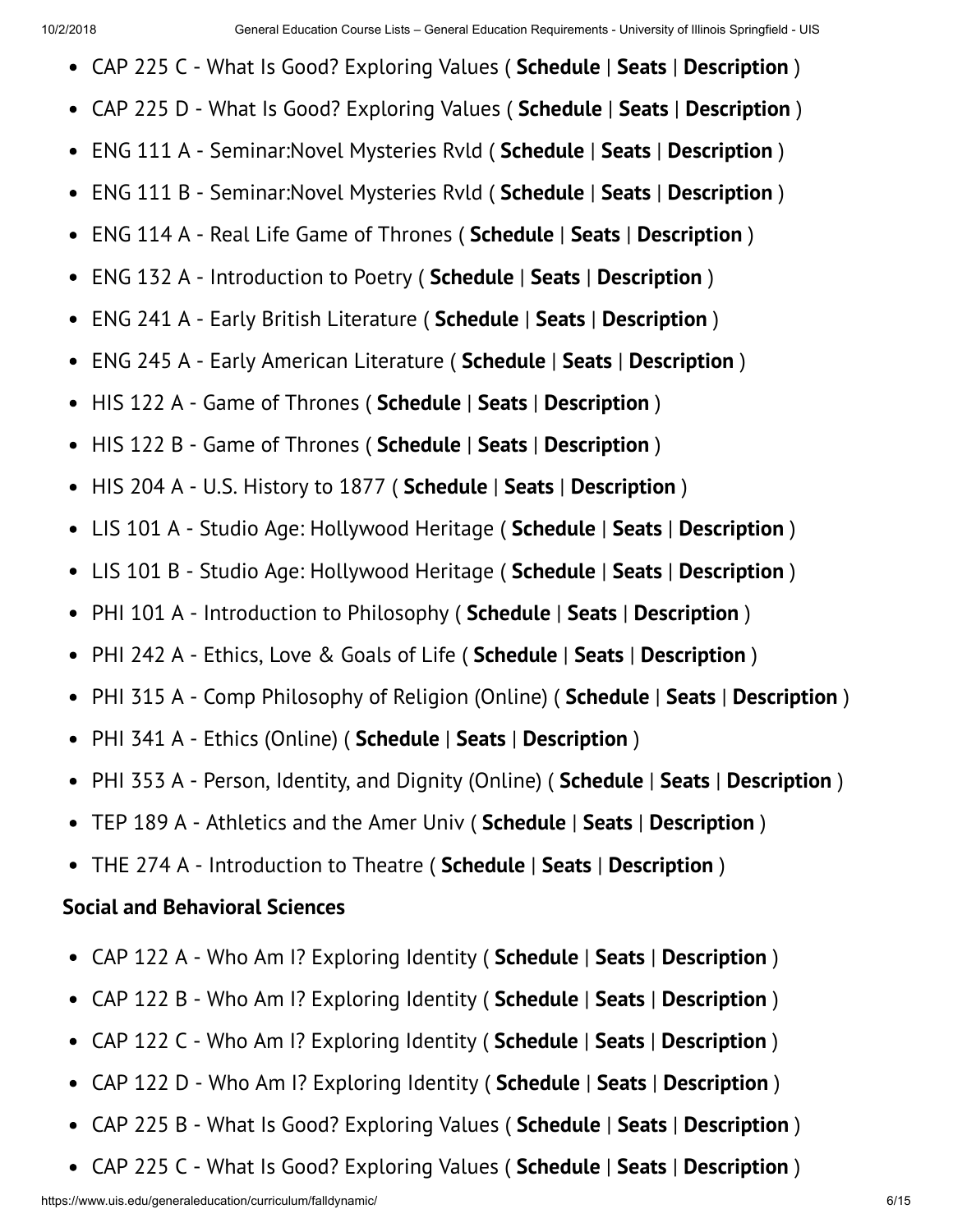- CAP 225 C - What Is Good? Exploring Values ( **Schedule** | **Seats** | **Description** )
- CAP 225 D - What Is Good? Exploring Values ( **Schedule** | **Seats** | **Description** )
- ENG 111 A - Seminar:Novel Mysteries Rvld ( **Schedule** | **Seats** | **Description** )
- ENG 111 B - Seminar:Novel Mysteries Rvld ( **Schedule** | **Seats** | **Description** )
- ENG 114 A - Real Life Game of Thrones ( **Schedule** | **Seats** | **Description** )
- ENG 132 A - Introduction to Poetry ( **Schedule** | **Seats** | **Description** )
- ENG 241 A - Early British Literature ( **Schedule** | **Seats** | **Description** )
- ENG 245 A - Early American Literature ( **Schedule** | **Seats** | **Description** )
- HIS 122 A - Game of Thrones ( **Schedule** | **Seats** | **Description** )
- HIS 122 B - Game of Thrones ( **Schedule** | **Seats** | **Description** )
- HIS 204 A - U.S. History to 1877 ( **Schedule** | **Seats** | **Description** )
- LIS 101 A - Studio Age: Hollywood Heritage ( **Schedule** | **Seats** | **Description** )
- LIS 101 B - Studio Age: Hollywood Heritage ( **Schedule** | **Seats** | **Description** )
- PHI 101 A - Introduction to Philosophy ( **Schedule** | **Seats** | **Description** )
- PHI 242 A - Ethics, Love & Goals of Life ( **Schedule** | **Seats** | **Description** )
- PHI 315 A - Comp Philosophy of Religion (Online) ( **Schedule** | **Seats** | **Description** )
- PHI 341 A - Ethics (Online) ( **Schedule** | **Seats** | **Description** )
- PHI 353 A - Person, Identity, and Dignity (Online) ( **Schedule** | **Seats** | **Description** )
- TEP 189 A - Athletics and the Amer Univ ( **Schedule** | **Seats** | **Description** )
- THE 274 A - Introduction to Theatre ( **Schedule** | **Seats** | **Description** )

**Social and Behavioral Sciences**

- CAP 122 A - Who Am I? Exploring Identity ( **Schedule** | **Seats** | **Description** )
- CAP 122 B - Who Am I? Exploring Identity ( **Schedule** | **Seats** | **Description** )
- CAP 122 C - Who Am I? Exploring Identity ( **Schedule** | **Seats** | **Description** )
- CAP 122 D - Who Am I? Exploring Identity ( **Schedule** | **Seats** | **Description** )
- CAP 225 B - What Is Good? Exploring Values ( **Schedule** | **Seats** | **Description** )
- CAP 225 C - What Is Good? Exploring Values ( **Schedule** | **Seats** | **Description** )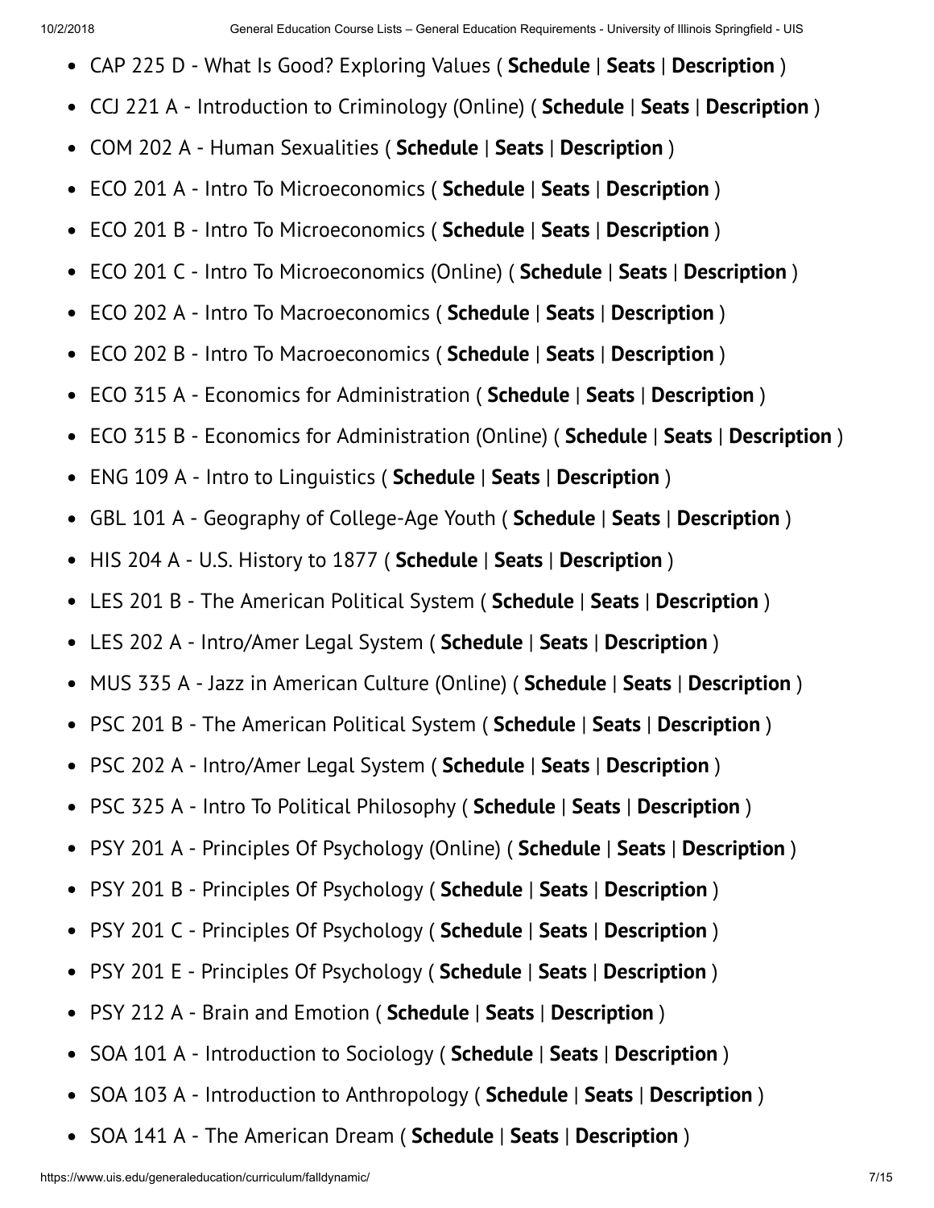- CAP 225 D - What Is Good? Exploring Values ( **Schedule** | **Seats** | **Description** )
- CCJ 221 A - Introduction to Criminology (Online) ( **Schedule** | **Seats** | **Description** )
- COM 202 A - Human Sexualities ( **Schedule** | **Seats** | **Description** )
- ECO 201 A - Intro To Microeconomics ( **Schedule** | **Seats** | **Description** )
- ECO 201 B - Intro To Microeconomics ( **Schedule** | **Seats** | **Description** )
- ECO 201 C - Intro To Microeconomics (Online) ( **Schedule** | **Seats** | **Description** )
- ECO 202 A - Intro To Macroeconomics ( **Schedule** | **Seats** | **Description** )
- ECO 202 B - Intro To Macroeconomics ( **Schedule** | **Seats** | **Description** )
- ECO 315 A - Economics for Administration ( **Schedule** | **Seats** | **Description** )
- ECO 315 B - Economics for Administration (Online) ( **Schedule** | **Seats** | **Description** )
- ENG 109 A - Intro to Linguistics ( **Schedule** | **Seats** | **Description** )
- GBL 101 A - Geography of College-Age Youth ( **Schedule** | **Seats** | **Description** )
- HIS 204 A - U.S. History to 1877 ( **Schedule** | **Seats** | **Description** )
- LES 201 B - The American Political System ( **Schedule** | **Seats** | **Description** )
- LES 202 A - Intro/Amer Legal System ( **Schedule** | **Seats** | **Description** )
- MUS 335 A - Jazz in American Culture (Online) ( **Schedule** | **Seats** | **Description** )
- PSC 201 B - The American Political System ( **Schedule** | **Seats** | **Description** )
- PSC 202 A - Intro/Amer Legal System ( **Schedule** | **Seats** | **Description** )
- PSC 325 A - Intro To Political Philosophy ( **Schedule** | **Seats** | **Description** )
- PSY 201 A - Principles Of Psychology (Online) ( **Schedule** | **Seats** | **Description** )
- PSY 201 B - Principles Of Psychology ( **Schedule** | **Seats** | **Description** )
- PSY 201 C - Principles Of Psychology ( **Schedule** | **Seats** | **Description** )
- PSY 201 E - Principles Of Psychology ( **Schedule** | **Seats** | **Description** )
- PSY 212 A - Brain and Emotion ( **Schedule** | **Seats** | **Description** )
- SOA 101 A - Introduction to Sociology ( **Schedule** | **Seats** | **Description** )
- SOA 103 A - Introduction to Anthropology ( **Schedule** | **Seats** | **Description** )
- SOA 141 A - The American Dream ( **Schedule** | **Seats** | **Description** )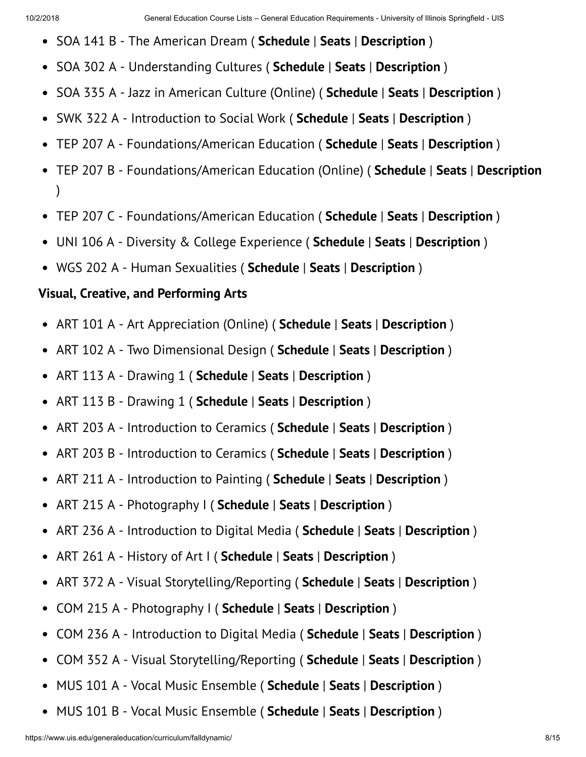- SOA 141 B - The American Dream ( **Schedule** | **Seats** | **Description** )
- SOA 302 A - Understanding Cultures ( **Schedule** | **Seats** | **Description** )
- SOA 335 A - Jazz in American Culture (Online) ( **Schedule** | **Seats** | **Description** )
- SWK 322 A - Introduction to Social Work ( **Schedule** | **Seats** | **Description** )
- TEP 207 A - Foundations/American Education ( **Schedule** | **Seats** | **Description** )
- TEP 207 B - Foundations/American Education (Online) ( **Schedule** | **Seats** | **Description** )
- TEP 207 C - Foundations/American Education ( **Schedule** | **Seats** | **Description** )
- UNI 106 A - Diversity & College Experience ( **Schedule** | **Seats** | **Description** )
- WGS 202 A - Human Sexualities ( **Schedule** | **Seats** | **Description** )

**Visual, Creative, and Performing Arts**

- ART 101 A - Art Appreciation (Online) ( **Schedule** | **Seats** | **Description** )
- ART 102 A - Two Dimensional Design ( **Schedule** | **Seats** | **Description** )
- ART 113 A - Drawing 1 ( **Schedule** | **Seats** | **Description** )
- ART 113 B - Drawing 1 ( **Schedule** | **Seats** | **Description** )
- ART 203 A - Introduction to Ceramics ( **Schedule** | **Seats** | **Description** )
- ART 203 B - Introduction to Ceramics ( **Schedule** | **Seats** | **Description** )
- ART 211 A - Introduction to Painting ( **Schedule** | **Seats** | **Description** )
- ART 215 A - Photography I ( **Schedule** | **Seats** | **Description** )
- ART 236 A - Introduction to Digital Media ( **Schedule** | **Seats** | **Description** )
- ART 261 A - History of Art I ( **Schedule** | **Seats** | **Description** )
- ART 372 A - Visual Storytelling/Reporting ( **Schedule** | **Seats** | **Description** )
- COM 215 A - Photography I ( **Schedule** | **Seats** | **Description** )
- COM 236 A - Introduction to Digital Media ( **Schedule** | **Seats** | **Description** )
- COM 352 A - Visual Storytelling/Reporting ( **Schedule** | **Seats** | **Description** )
- MUS 101 A - Vocal Music Ensemble ( **Schedule** | **Seats** | **Description** )
- MUS 101 B - Vocal Music Ensemble ( **Schedule** | **Seats** | **Description** )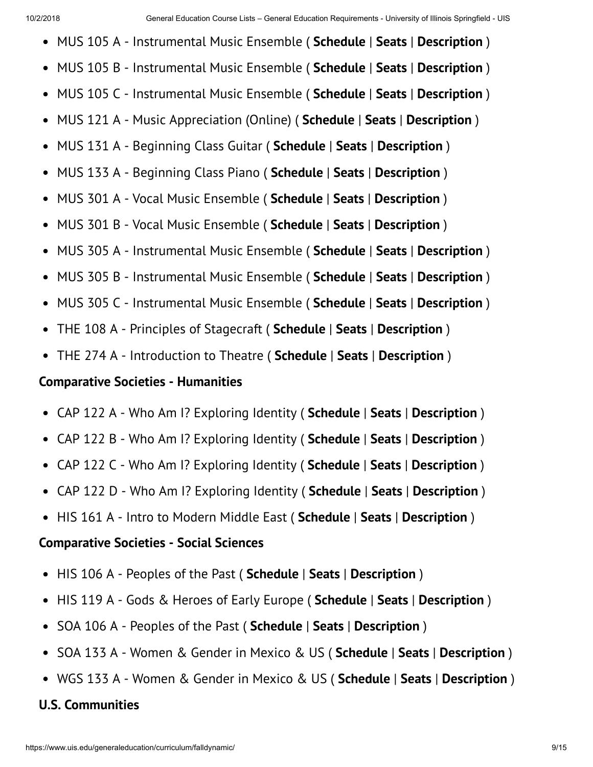- MUS 105 A - Instrumental Music Ensemble ( **Schedule** | **Seats** | **Description** )
- MUS 105 B - Instrumental Music Ensemble ( **Schedule** | **Seats** | **Description** )
- MUS 105 C - Instrumental Music Ensemble ( **Schedule** | **Seats** | **Description** )
- MUS 121 A - Music Appreciation (Online) ( **Schedule** | **Seats** | **Description** )
- MUS 131 A - Beginning Class Guitar ( **Schedule** | **Seats** | **Description** )
- MUS 133 A - Beginning Class Piano ( **Schedule** | **Seats** | **Description** )
- MUS 301 A - Vocal Music Ensemble ( **Schedule** | **Seats** | **Description** )
- MUS 301 B - Vocal Music Ensemble ( **Schedule** | **Seats** | **Description** )
- MUS 305 A - Instrumental Music Ensemble ( **Schedule** | **Seats** | **Description** )
- MUS 305 B - Instrumental Music Ensemble ( **Schedule** | **Seats** | **Description** )
- MUS 305 C - Instrumental Music Ensemble ( **Schedule** | **Seats** | **Description** )
- THE 108 A - Principles of Stagecraft ( **Schedule** | **Seats** | **Description** )
- THE 274 A - Introduction to Theatre ( **Schedule** | **Seats** | **Description** )

**Comparative Societies - Humanities**

- CAP 122 A - Who Am I? Exploring Identity ( **Schedule** | **Seats** | **Description** )
- CAP 122 B - Who Am I? Exploring Identity ( **Schedule** | **Seats** | **Description** )
- CAP 122 C - Who Am I? Exploring Identity ( **Schedule** | **Seats** | **Description** )
- CAP 122 D - Who Am I? Exploring Identity ( **Schedule** | **Seats** | **Description** )
- HIS 161 A - Intro to Modern Middle East ( **Schedule** | **Seats** | **Description** )

**Comparative Societies - Social Sciences**

- HIS 106 A - Peoples of the Past ( **Schedule** | **Seats** | **Description** )
- HIS 119 A - Gods & Heroes of Early Europe ( **Schedule** | **Seats** | **Description** )
- SOA 106 A - Peoples of the Past ( **Schedule** | **Seats** | **Description** )
- SOA 133 A - Women & Gender in Mexico & US ( **Schedule** | **Seats** | **Description** )
- WGS 133 A - Women & Gender in Mexico & US ( **Schedule** | **Seats** | **Description** )

**U.S. Communities**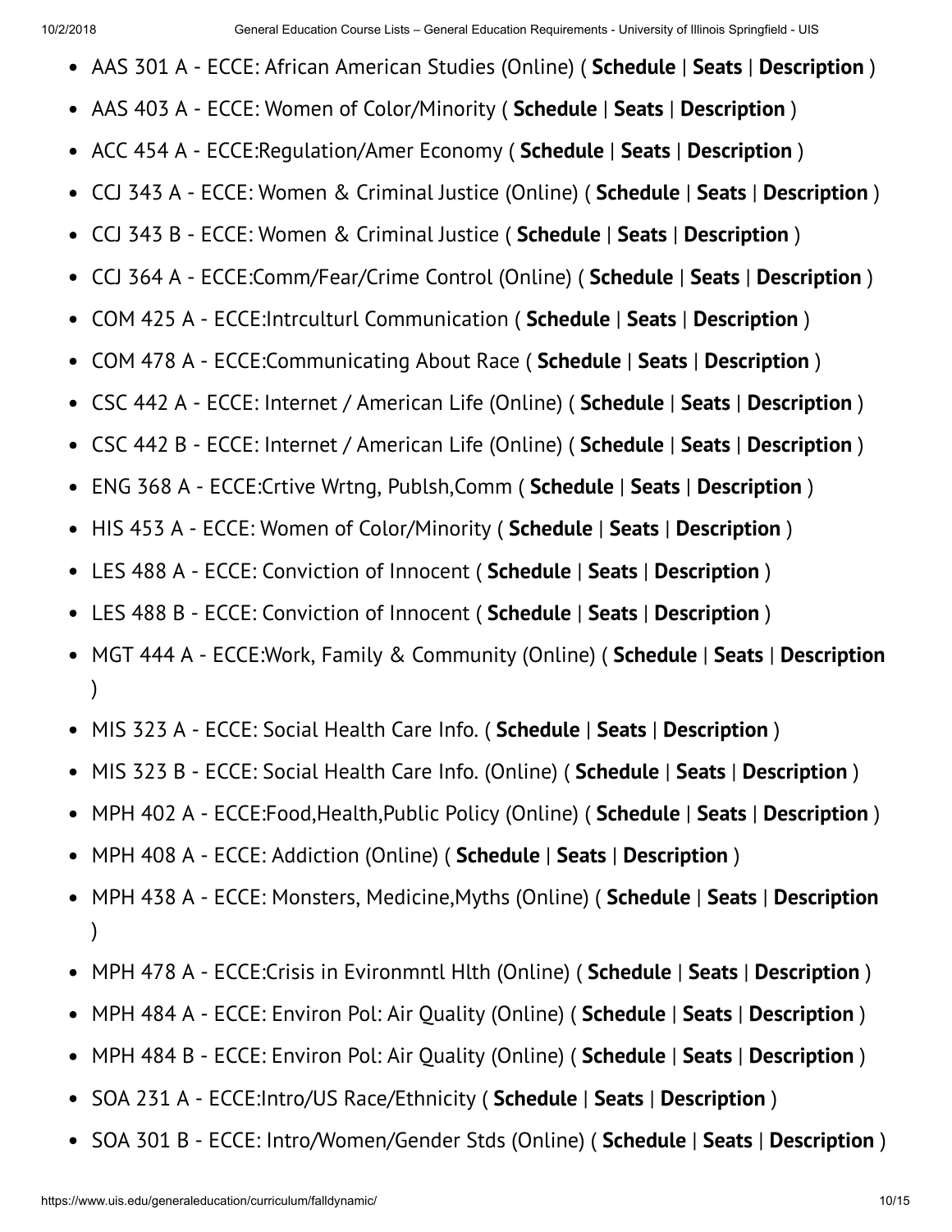- AAS 301 A - ECCE: African American Studies (Online) ( **Schedule** | **Seats** | **Description** )
- AAS 403 A - ECCE: Women of Color/Minority ( **Schedule** | **Seats** | **Description** )
- ACC 454 A - ECCE:Regulation/Amer Economy ( **Schedule** | **Seats** | **Description** )
- CCJ 343 A - ECCE: Women & Criminal Justice (Online) ( **Schedule** | **Seats** | **Description** )
- CCJ 343 B - ECCE: Women & Criminal Justice ( **Schedule** | **Seats** | **Description** )
- CCJ 364 A - ECCE:Comm/Fear/Crime Control (Online) ( **Schedule** | **Seats** | **Description** )
- COM 425 A - ECCE:Intrculturl Communication ( **Schedule** | **Seats** | **Description** )
- COM 478 A - ECCE:Communicating About Race ( **Schedule** | **Seats** | **Description** )
- CSC 442 A - ECCE: Internet / American Life (Online) ( **Schedule** | **Seats** | **Description** )
- CSC 442 B - ECCE: Internet / American Life (Online) ( **Schedule** | **Seats** | **Description** )
- ENG 368 A - ECCE:Crtive Wrtng, Publsh,Comm ( **Schedule** | **Seats** | **Description** )
- HIS 453 A - ECCE: Women of Color/Minority ( **Schedule** | **Seats** | **Description** )
- LES 488 A - ECCE: Conviction of Innocent ( **Schedule** | **Seats** | **Description** )
- LES 488 B - ECCE: Conviction of Innocent ( **Schedule** | **Seats** | **Description** )
- MGT 444 A - ECCE:Work, Family & Community (Online) ( **Schedule** | **Seats** | **Description** )
- MIS 323 A - ECCE: Social Health Care Info. ( **Schedule** | **Seats** | **Description** )
- MIS 323 B - ECCE: Social Health Care Info. (Online) ( **Schedule** | **Seats** | **Description** )
- MPH 402 A - ECCE:Food,Health,Public Policy (Online) ( **Schedule** | **Seats** | **Description** )
- MPH 408 A - ECCE: Addiction (Online) ( **Schedule** | **Seats** | **Description** )
- MPH 438 A - ECCE: Monsters, Medicine,Myths (Online) ( **Schedule** | **Seats** | **Description** )
- MPH 478 A - ECCE:Crisis in Evironmntl Hlth (Online) ( **Schedule** | **Seats** | **Description** )
- MPH 484 A - ECCE: Environ Pol: Air Quality (Online) ( **Schedule** | **Seats** | **Description** )
- MPH 484 B - ECCE: Environ Pol: Air Quality (Online) ( **Schedule** | **Seats** | **Description** )
- SOA 231 A - ECCE:Intro/US Race/Ethnicity ( **Schedule** | **Seats** | **Description** )
- SOA 301 B - ECCE: Intro/Women/Gender Stds (Online) ( **Schedule** | **Seats** | **Description** )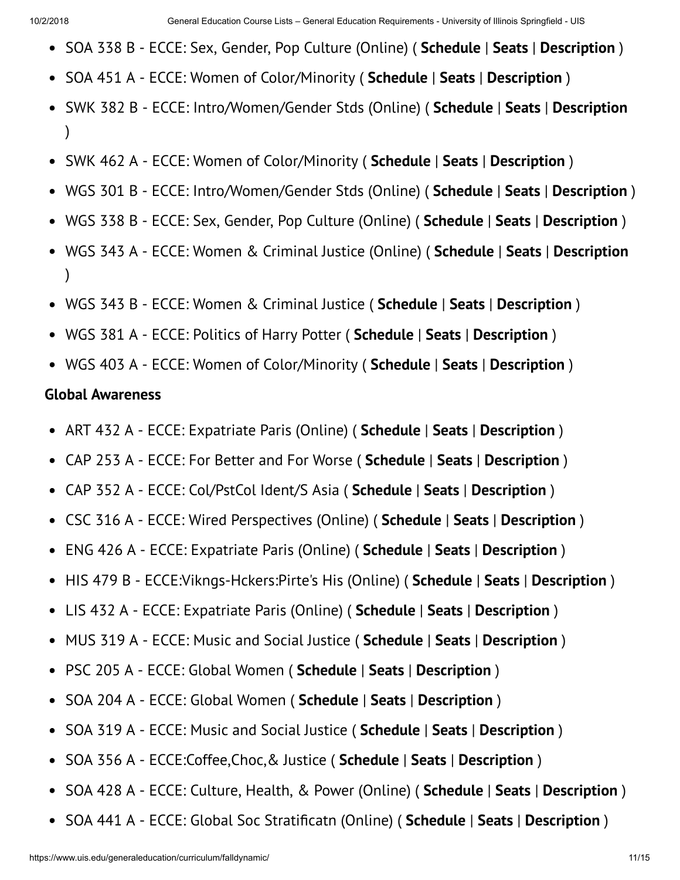- SOA 338 B - ECCE: Sex, Gender, Pop Culture (Online) ( **Schedule** | **Seats** | **Description** )
- SOA 451 A - ECCE: Women of Color/Minority ( **Schedule** | **Seats** | **Description** )
- SWK 382 B - ECCE: Intro/Women/Gender Stds (Online) ( **Schedule** | **Seats** | **Description** )
- SWK 462 A - ECCE: Women of Color/Minority ( **Schedule** | **Seats** | **Description** )
- WGS 301 B - ECCE: Intro/Women/Gender Stds (Online) ( **Schedule** | **Seats** | **Description** )
- WGS 338 B - ECCE: Sex, Gender, Pop Culture (Online) ( **Schedule** | **Seats** | **Description** )
- WGS 343 A - ECCE: Women & Criminal Justice (Online) ( **Schedule** | **Seats** | **Description** )
- WGS 343 B - ECCE: Women & Criminal Justice ( **Schedule** | **Seats** | **Description** )
- WGS 381 A - ECCE: Politics of Harry Potter ( **Schedule** | **Seats** | **Description** )
- WGS 403 A - ECCE: Women of Color/Minority ( **Schedule** | **Seats** | **Description** )

**Global Awareness**

- ART 432 A - ECCE: Expatriate Paris (Online) ( **Schedule** | **Seats** | **Description** )
- CAP 253 A - ECCE: For Better and For Worse ( **Schedule** | **Seats** | **Description** )
- CAP 352 A - ECCE: Col/PstCol Ident/S Asia ( **Schedule** | **Seats** | **Description** )
- CSC 316 A - ECCE: Wired Perspectives (Online) ( **Schedule** | **Seats** | **Description** )
- ENG 426 A - ECCE: Expatriate Paris (Online) ( **Schedule** | **Seats** | **Description** )
- HIS 479 B - ECCE:Vikngs-Hckers:Pirte's His (Online) ( **Schedule** | **Seats** | **Description** )
- LIS 432 A - ECCE: Expatriate Paris (Online) ( **Schedule** | **Seats** | **Description** )
- MUS 319 A - ECCE: Music and Social Justice ( **Schedule** | **Seats** | **Description** )
- PSC 205 A - ECCE: Global Women ( **Schedule** | **Seats** | **Description** )
- SOA 204 A - ECCE: Global Women ( **Schedule** | **Seats** | **Description** )
- SOA 319 A - ECCE: Music and Social Justice ( **Schedule** | **Seats** | **Description** )
- SOA 356 A - ECCE:Coffee,Choc,& Justice ( **Schedule** | **Seats** | **Description** )
- SOA 428 A - ECCE: Culture, Health, & Power (Online) ( **Schedule** | **Seats** | **Description** )
- SOA 441 A - ECCE: Global Soc Stratificatn (Online) ( **Schedule** | **Seats** | **Description** )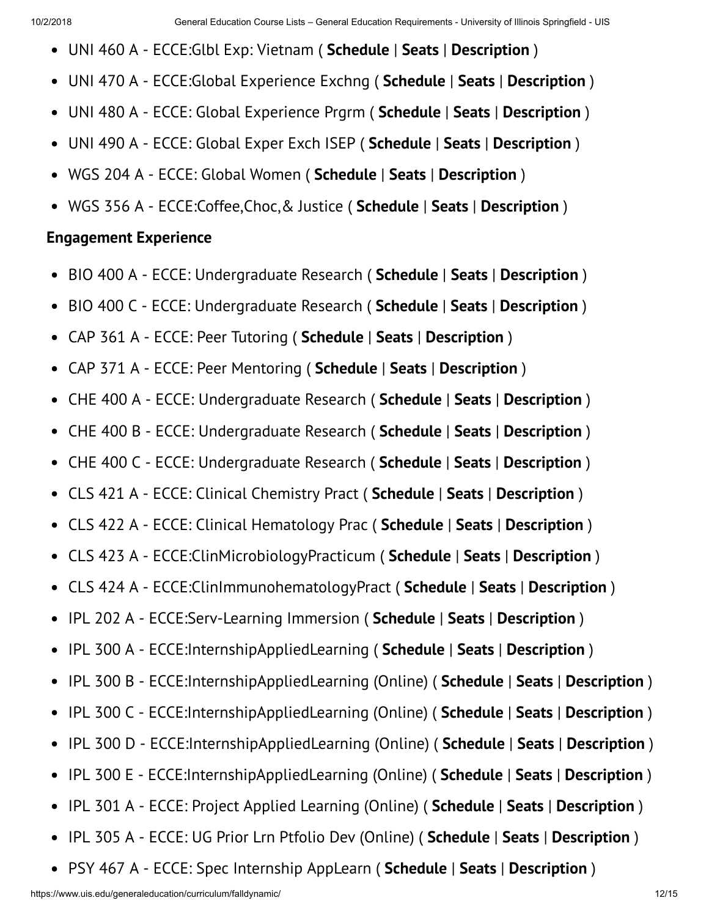- UNI 460 A - ECCE:Glbl Exp: Vietnam ( **Schedule** | **Seats** | **Description** )
- UNI 470 A - ECCE:Global Experience Exchng ( **Schedule** | **Seats** | **Description** )
- UNI 480 A - ECCE: Global Experience Prgrm ( **Schedule** | **Seats** | **Description** )
- UNI 490 A - ECCE: Global Exper Exch ISEP ( **Schedule** | **Seats** | **Description** )
- WGS 204 A - ECCE: Global Women ( **Schedule** | **Seats** | **Description** )
- WGS 356 A - ECCE:Coffee,Choc,& Justice ( **Schedule** | **Seats** | **Description** )

**Engagement Experience**

- BIO 400 A - ECCE: Undergraduate Research ( **Schedule** | **Seats** | **Description** )
- BIO 400 C - ECCE: Undergraduate Research ( **Schedule** | **Seats** | **Description** )
- CAP 361 A - ECCE: Peer Tutoring ( **Schedule** | **Seats** | **Description** )
- CAP 371 A - ECCE: Peer Mentoring ( **Schedule** | **Seats** | **Description** )
- CHE 400 A - ECCE: Undergraduate Research ( **Schedule** | **Seats** | **Description** )
- CHE 400 B - ECCE: Undergraduate Research ( **Schedule** | **Seats** | **Description** )
- CHE 400 C - ECCE: Undergraduate Research ( **Schedule** | **Seats** | **Description** )
- CLS 421 A - ECCE: Clinical Chemistry Pract ( **Schedule** | **Seats** | **Description** )
- CLS 422 A - ECCE: Clinical Hematology Prac ( **Schedule** | **Seats** | **Description** )
- CLS 423 A - ECCE:ClinMicrobiologyPracticum ( **Schedule** | **Seats** | **Description** )
- CLS 424 A - ECCE:ClinImmunohematologyPract ( **Schedule** | **Seats** | **Description** )
- IPL 202 A - ECCE:Serv-Learning Immersion ( **Schedule** | **Seats** | **Description** )
- IPL 300 A - ECCE:InternshipAppliedLearning ( **Schedule** | **Seats** | **Description** )
- IPL 300 B - ECCE:InternshipAppliedLearning (Online) ( **Schedule** | **Seats** | **Description** )
- IPL 300 C - ECCE:InternshipAppliedLearning (Online) ( **Schedule** | **Seats** | **Description** )
- IPL 300 D - ECCE:InternshipAppliedLearning (Online) ( **Schedule** | **Seats** | **Description** )
- IPL 300 E - ECCE:InternshipAppliedLearning (Online) ( **Schedule** | **Seats** | **Description** )
- IPL 301 A - ECCE: Project Applied Learning (Online) ( **Schedule** | **Seats** | **Description** )
- IPL 305 A - ECCE: UG Prior Lrn Ptfolio Dev (Online) ( **Schedule** | **Seats** | **Description** )
- PSY 467 A - ECCE: Spec Internship AppLearn ( **Schedule** | **Seats** | **Description** )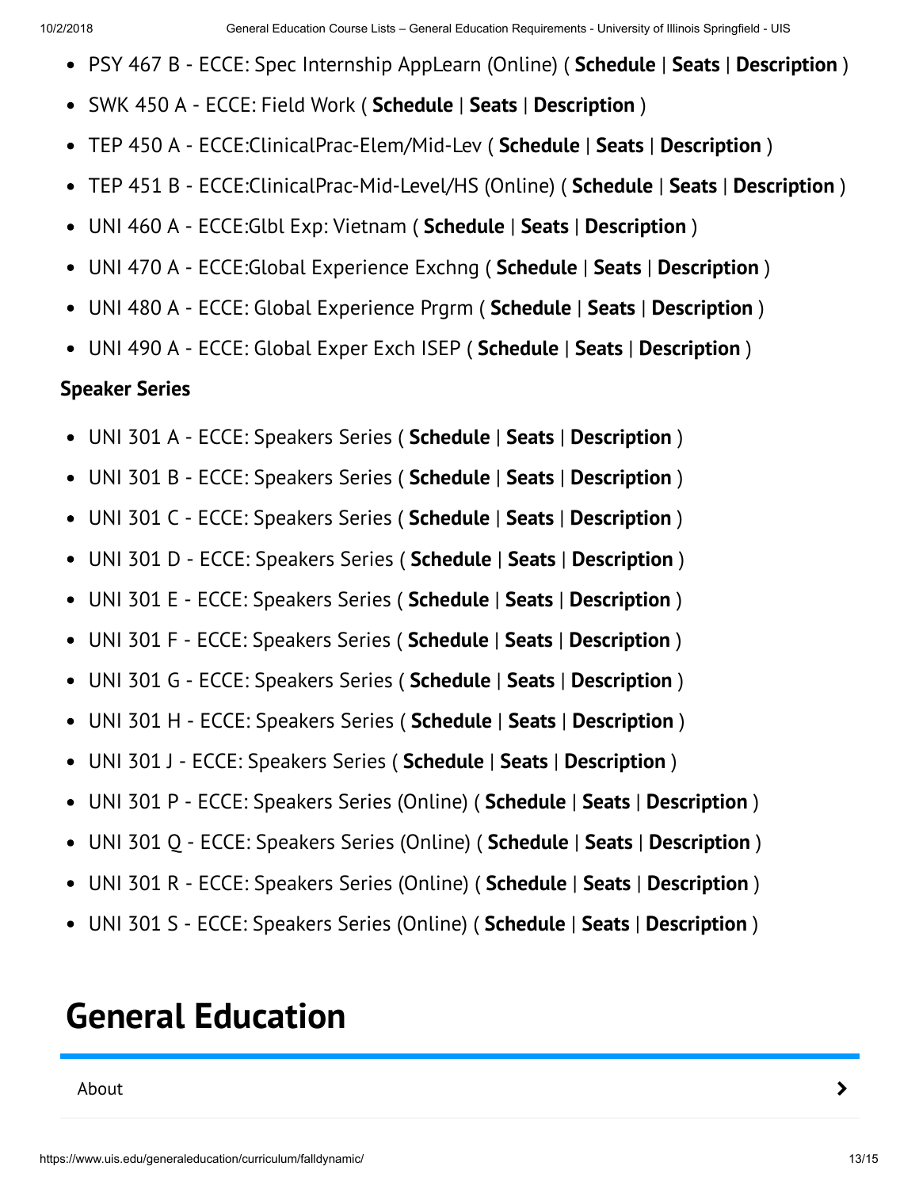- PSY 467 B - ECCE: Spec Internship AppLearn (Online) ( **Schedule** | **Seats** | **Description** )
- SWK 450 A - ECCE: Field Work ( **Schedule** | **Seats** | **Description** )
- TEP 450 A - ECCE:ClinicalPrac-Elem/Mid-Lev ( **Schedule** | **Seats** | **Description** )
- TEP 451 B - ECCE:ClinicalPrac-Mid-Level/HS (Online) ( **Schedule** | **Seats** | **Description** )
- UNI 460 A - ECCE:Glbl Exp: Vietnam ( **Schedule** | **Seats** | **Description** )
- UNI 470 A - ECCE:Global Experience Exchng ( **Schedule** | **Seats** | **Description** )
- UNI 480 A - ECCE: Global Experience Prgrm ( **Schedule** | **Seats** | **Description** )
- UNI 490 A - ECCE: Global Exper Exch ISEP ( **Schedule** | **Seats** | **Description** )

**Speaker Series**

- UNI 301 A - ECCE: Speakers Series ( **Schedule** | **Seats** | **Description** )
- UNI 301 B - ECCE: Speakers Series ( **Schedule** | **Seats** | **Description** )
- UNI 301 C - ECCE: Speakers Series ( **Schedule** | **Seats** | **Description** )
- UNI 301 D - ECCE: Speakers Series ( **Schedule** | **Seats** | **Description** )
- UNI 301 E - ECCE: Speakers Series ( **Schedule** | **Seats** | **Description** )
- UNI 301 F - ECCE: Speakers Series ( **Schedule** | **Seats** | **Description** )
- UNI 301 G - ECCE: Speakers Series ( **Schedule** | **Seats** | **Description** )
- UNI 301 H - ECCE: Speakers Series ( **Schedule** | **Seats** | **Description** )
- UNI 301 J - ECCE: Speakers Series ( **Schedule** | **Seats** | **Description** )
- UNI 301 P - ECCE: Speakers Series (Online) ( **Schedule** | **Seats** | **Description** )
- UNI 301 Q - ECCE: Speakers Series (Online) ( **Schedule** | **Seats** | **Description** )
- UNI 301 R - ECCE: Speakers Series (Online) ( **Schedule** | **Seats** | **Description** )
- UNI 301 S - ECCE: Speakers Series (Online) ( **Schedule** | **Seats** | **Description** )

# General Education

About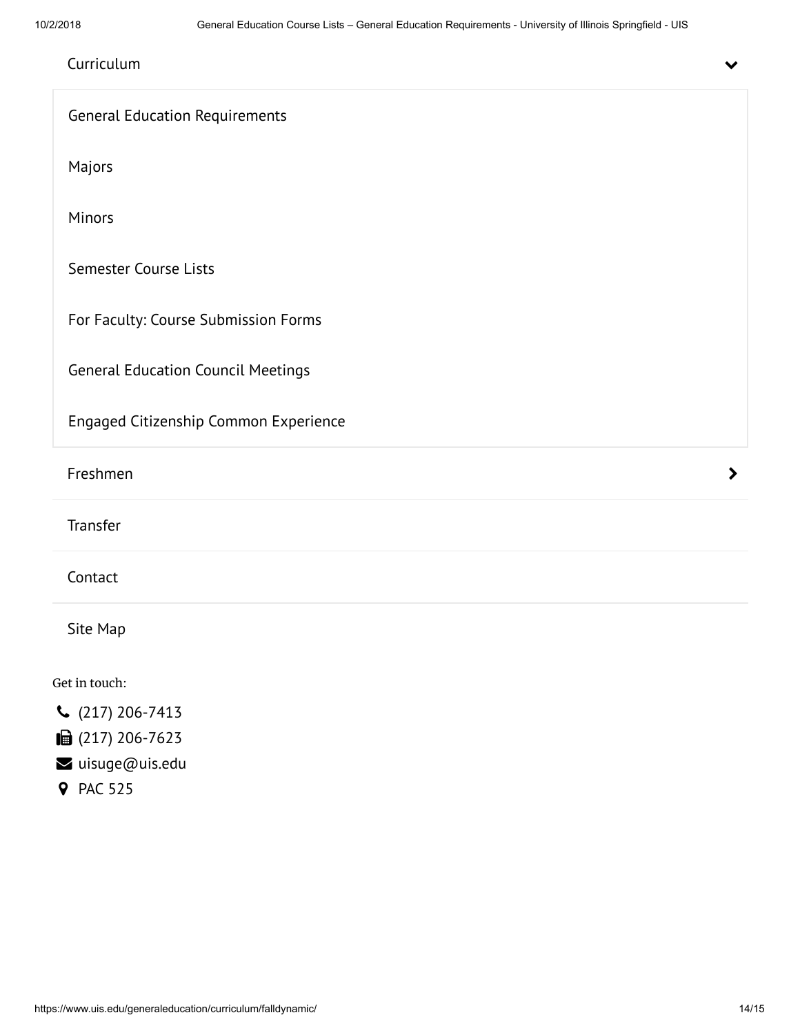Curriculum

- General Education Requirements
- Majors
- Minors
- Semester Course Lists
- For Faculty: Course Submission Forms
- General Education Council Meetings
- Engaged Citizenship Common Experience

Freshmen

Transfer

Contact

Site Map

Get in touch:

- (217) 206-7413
- (217) 206-7623
- uisuge@uis.edu
- PAC 525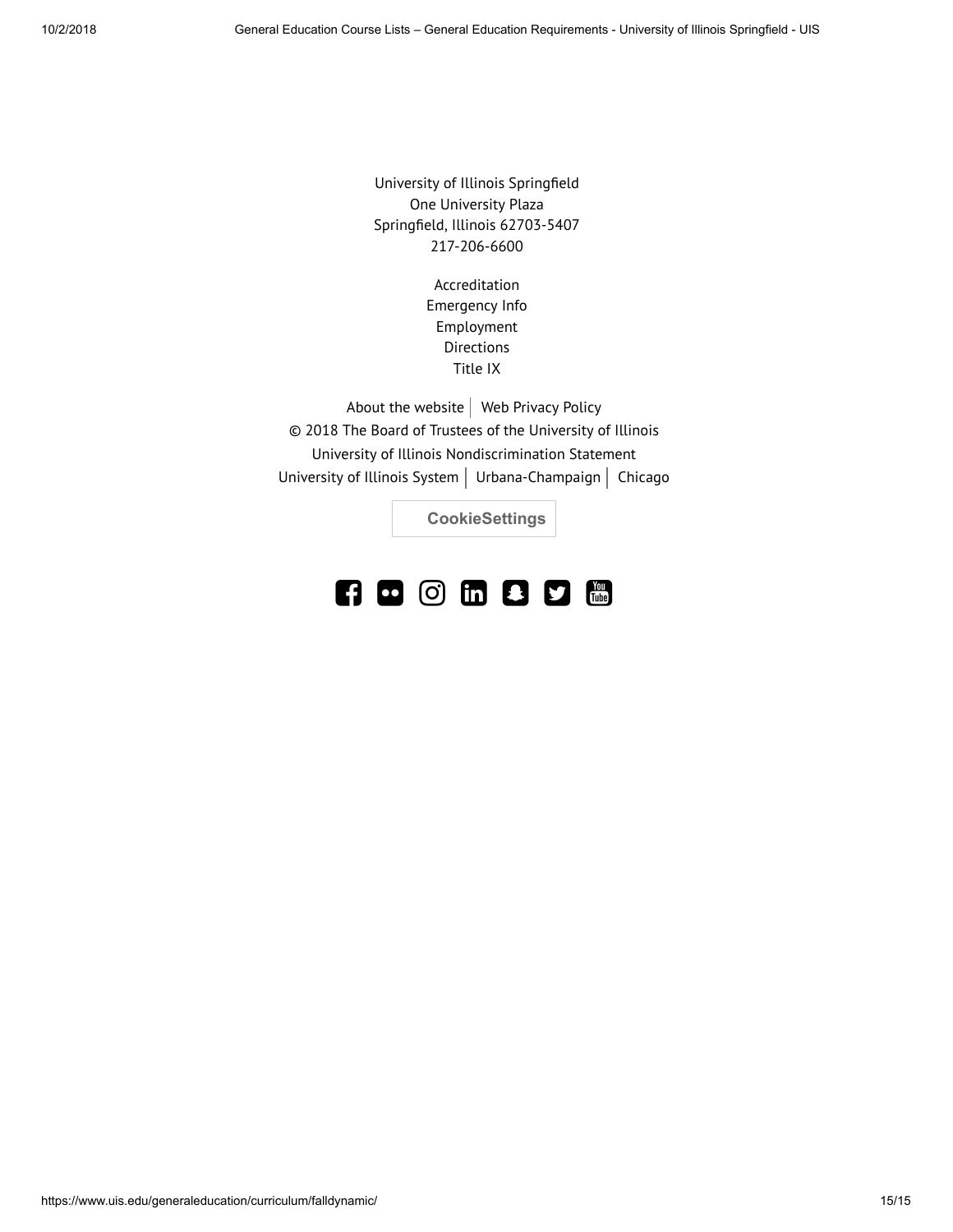University of Illinois Springfield
One University Plaza
Springfield, Illinois 62703-5407
217-206-6600

Accreditation
Emergency Info
Employment
Directions
Title IX

About the website | Web Privacy Policy
© 2018 The Board of Trustees of the University of Illinois
University of Illinois Nondiscrimination Statement
University of Illinois System | Urbana-Champaign | Chicago

CookieSettings